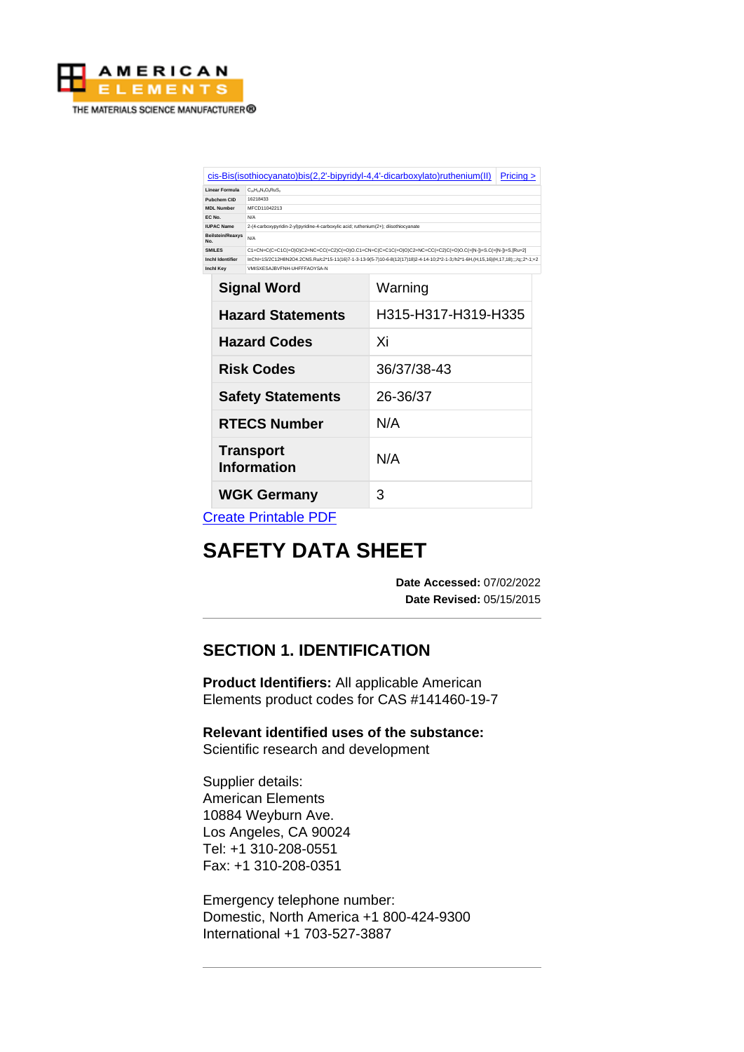AMERICAN ELEMENTS

THE MATERIALS SCIENCE MANUFACTURER®

| cis-Bis(isothiocyanato)bis(2,2'-bipyridyl-4,4'-dicarboxylato)ruthenium(II) | Pricing > |
|---|---|
| Linear Formula | $C_{26}H_{16}N_6O_8RuS_2$ |
| Pubchem CID | 16218433 |
| MDL Number | MFCD11042213 |
| EC No. | N/A |
| IUPAC Name | 2-(4-carboxypyridin-2-yl)pyridine-4-carboxylic acid; ruthenium(2+); diisothiocyanate |
| Beilstein/Reaxys No. | N/A |
| SMILES | C1=CN=C(C=C1C(=O)O)C2=NC=CC(=C2)C(=O)O.C1=CN=C(C=C1C(=O)O)C2=NC=CC(=C2)C(=O)O.C(=[N-])=S.C(=[N-])=S.[Ru+2] |
| InchI Identifier | InChI=1S/2C12H8N2O4.2CNS.Ru/c2*15-11(16)7-1-3-13-9(5-7)10-6-8(12(17)18)2-4-14-10;2*2-1-3;/h2*1-6H,(H,15,16)(H,17,18);;;/q;;2*-1;+2 |
| InchI Key | VMISXESAJBVFNH-UHFFFAOYSA-N |

| Signal Word | Warning |
|---|---|
| Hazard Statements | H315-H317-H319-H335 |
| Hazard Codes | Xi |
| Risk Codes | 36/37/38-43 |
| Safety Statements | 26-36/37 |
| RTECS Number | N/A |
| Transport Information | N/A |
| WGK Germany | 3 |

Create Printable PDF

# SAFETY DATA SHEET

**Date Accessed:** 07/02/2022
**Date Revised:** 05/15/2015

---

## SECTION 1. IDENTIFICATION

**Product Identifiers:** All applicable American Elements product codes for CAS #141460-19-7

**Relevant identified uses of the substance:**
Scientific research and development

Supplier details:
American Elements
10884 Weyburn Ave.
Los Angeles, CA 90024
Tel: +1 310-208-0551
Fax: +1 310-208-0351

Emergency telephone number:
Domestic, North America +1 800-424-9300
International +1 703-527-3887

---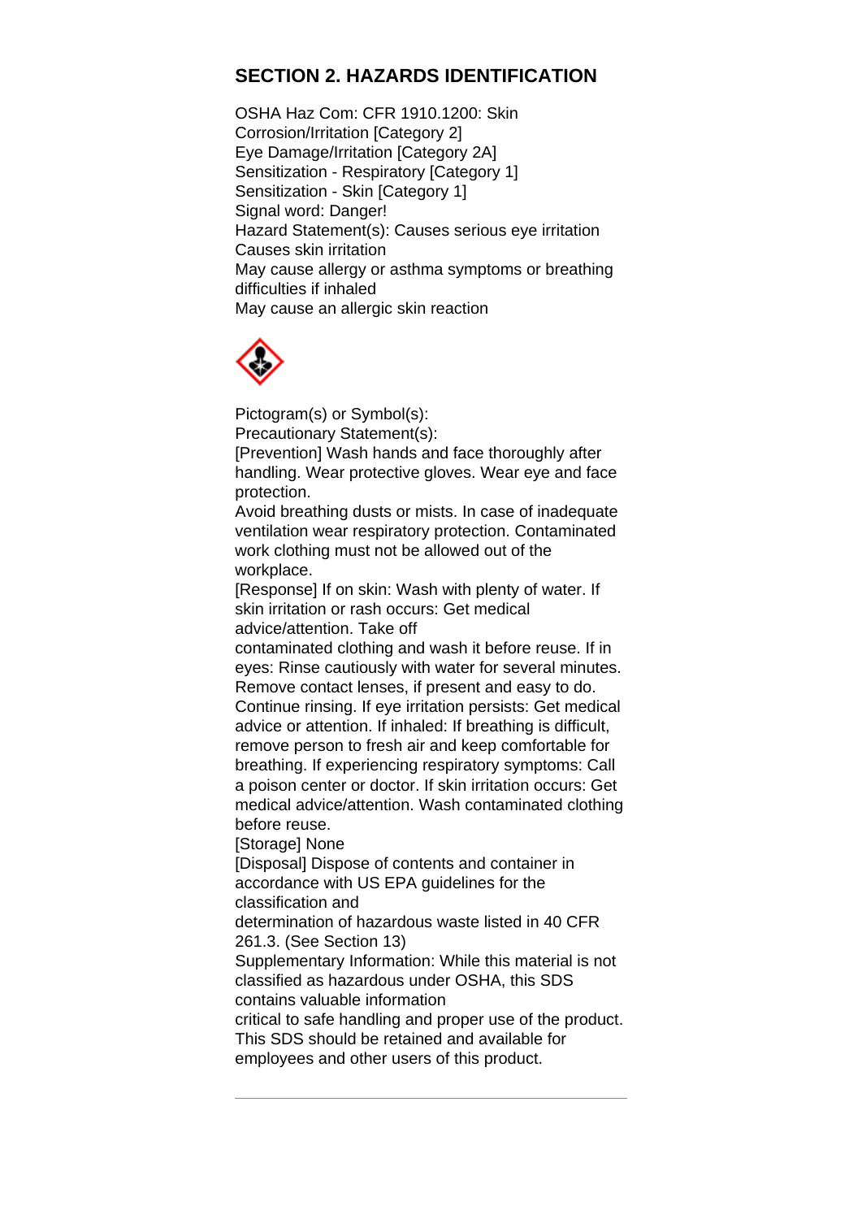## SECTION 2. HAZARDS IDENTIFICATION

OSHA Haz Com: CFR 1910.1200: Skin Corrosion/Irritation [Category 2]
Eye Damage/Irritation [Category 2A]
Sensitization - Respiratory [Category 1]
Sensitization - Skin [Category 1]
Signal word: Danger!
Hazard Statement(s): Causes serious eye irritation
Causes skin irritation
May cause allergy or asthma symptoms or breathing difficulties if inhaled
May cause an allergic skin reaction

Pictogram(s) or Symbol(s):
Precautionary Statement(s):
[Prevention] Wash hands and face thoroughly after handling. Wear protective gloves. Wear eye and face protection.
Avoid breathing dusts or mists. In case of inadequate ventilation wear respiratory protection. Contaminated work clothing must not be allowed out of the workplace.
[Response] If on skin: Wash with plenty of water. If skin irritation or rash occurs: Get medical advice/attention. Take off contaminated clothing and wash it before reuse. If in eyes: Rinse cautiously with water for several minutes. Remove contact lenses, if present and easy to do. Continue rinsing. If eye irritation persists: Get medical advice or attention. If inhaled: If breathing is difficult, remove person to fresh air and keep comfortable for breathing. If experiencing respiratory symptoms: Call a poison center or doctor. If skin irritation occurs: Get medical advice/attention. Wash contaminated clothing before reuse.
[Storage] None
[Disposal] Dispose of contents and container in accordance with US EPA guidelines for the classification and determination of hazardous waste listed in 40 CFR 261.3. (See Section 13)
Supplementary Information: While this material is not classified as hazardous under OSHA, this SDS contains valuable information critical to safe handling and proper use of the product. This SDS should be retained and available for employees and other users of this product.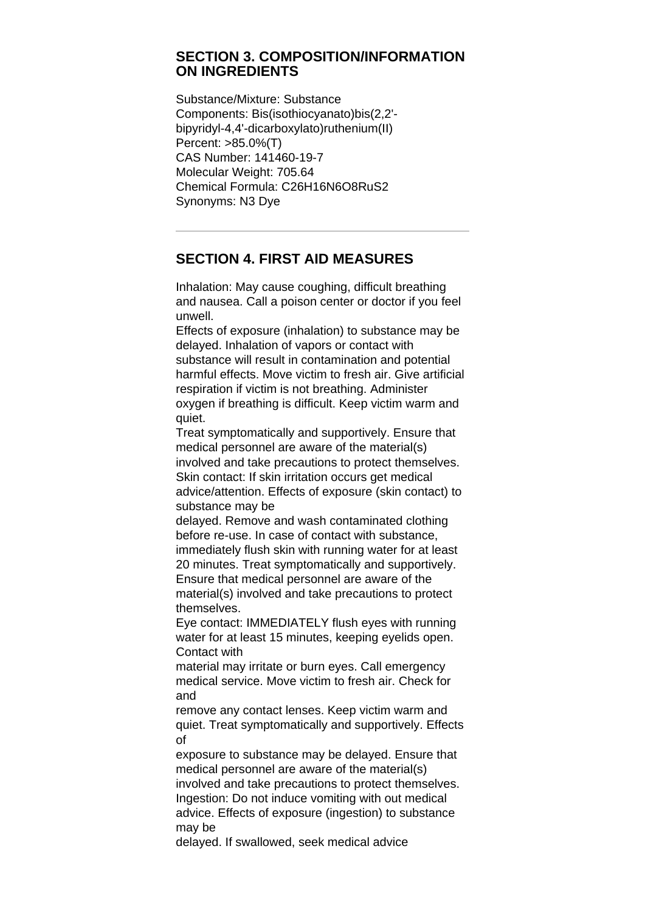## SECTION 3. COMPOSITION/INFORMATION ON INGREDIENTS

Substance/Mixture: Substance
Components: Bis(isothiocyanato)bis(2,2'-bipyridyl-4,4'-dicarboxylato)ruthenium(II)
Percent: >85.0%(T)
CAS Number: 141460-19-7
Molecular Weight: 705.64
Chemical Formula: $C_{26}H_{16}N_6O_8RuS_2$
Synonyms: N3 Dye

---

## SECTION 4. FIRST AID MEASURES

Inhalation: May cause coughing, difficult breathing and nausea. Call a poison center or doctor if you feel unwell.
Effects of exposure (inhalation) to substance may be delayed. Inhalation of vapors or contact with substance will result in contamination and potential harmful effects. Move victim to fresh air. Give artificial respiration if victim is not breathing. Administer oxygen if breathing is difficult. Keep victim warm and quiet.
Treat symptomatically and supportively. Ensure that medical personnel are aware of the material(s) involved and take precautions to protect themselves.
Skin contact: If skin irritation occurs get medical advice/attention. Effects of exposure (skin contact) to substance may be
delayed. Remove and wash contaminated clothing before re-use. In case of contact with substance, immediately flush skin with running water for at least 20 minutes. Treat symptomatically and supportively. Ensure that medical personnel are aware of the material(s) involved and take precautions to protect themselves.
Eye contact: IMMEDIATELY flush eyes with running water for at least 15 minutes, keeping eyelids open. Contact with
material may irritate or burn eyes. Call emergency medical service. Move victim to fresh air. Check for and
remove any contact lenses. Keep victim warm and quiet. Treat symptomatically and supportively. Effects of
exposure to substance may be delayed. Ensure that medical personnel are aware of the material(s) involved and take precautions to protect themselves.
Ingestion: Do not induce vomiting with out medical advice. Effects of exposure (ingestion) to substance may be
delayed. If swallowed, seek medical advice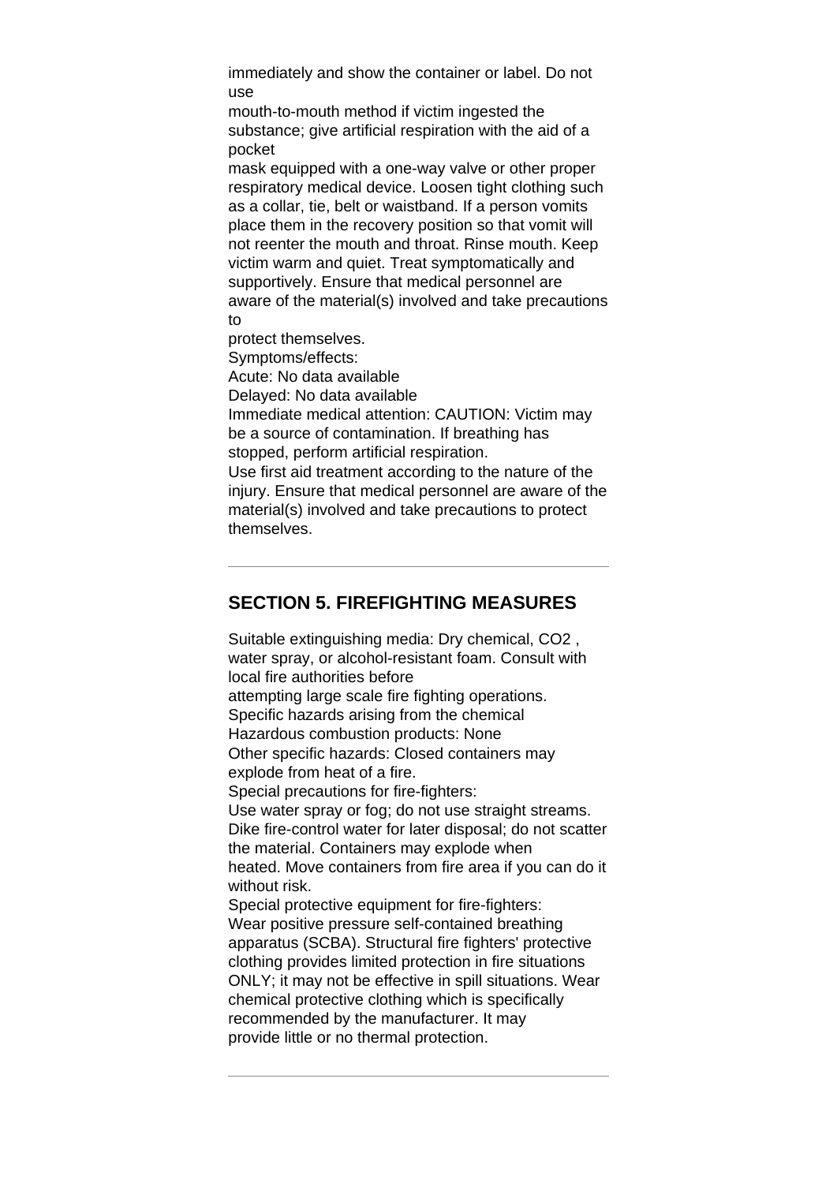immediately and show the container or label. Do not use mouth-to-mouth method if victim ingested the substance; give artificial respiration with the aid of a pocket mask equipped with a one-way valve or other proper respiratory medical device. Loosen tight clothing such as a collar, tie, belt or waistband. If a person vomits place them in the recovery position so that vomit will not reenter the mouth and throat. Rinse mouth. Keep victim warm and quiet. Treat symptomatically and supportively. Ensure that medical personnel are aware of the material(s) involved and take precautions to protect themselves.

Symptoms/effects:

Acute: No data available

Delayed: No data available

Immediate medical attention: CAUTION: Victim may be a source of contamination. If breathing has stopped, perform artificial respiration.

Use first aid treatment according to the nature of the injury. Ensure that medical personnel are aware of the material(s) involved and take precautions to protect themselves.

---

## SECTION 5. FIREFIGHTING MEASURES

Suitable extinguishing media: Dry chemical, $CO_2$ , water spray, or alcohol-resistant foam. Consult with local fire authorities before attempting large scale fire fighting operations.

Specific hazards arising from the chemical

Hazardous combustion products: None

Other specific hazards: Closed containers may explode from heat of a fire.

Special precautions for fire-fighters:

Use water spray or fog; do not use straight streams. Dike fire-control water for later disposal; do not scatter the material. Containers may explode when heated. Move containers from fire area if you can do it without risk.

Special protective equipment for fire-fighters:

Wear positive pressure self-contained breathing apparatus (SCBA). Structural fire fighters' protective clothing provides limited protection in fire situations ONLY; it may not be effective in spill situations. Wear chemical protective clothing which is specifically recommended by the manufacturer. It may provide little or no thermal protection.

---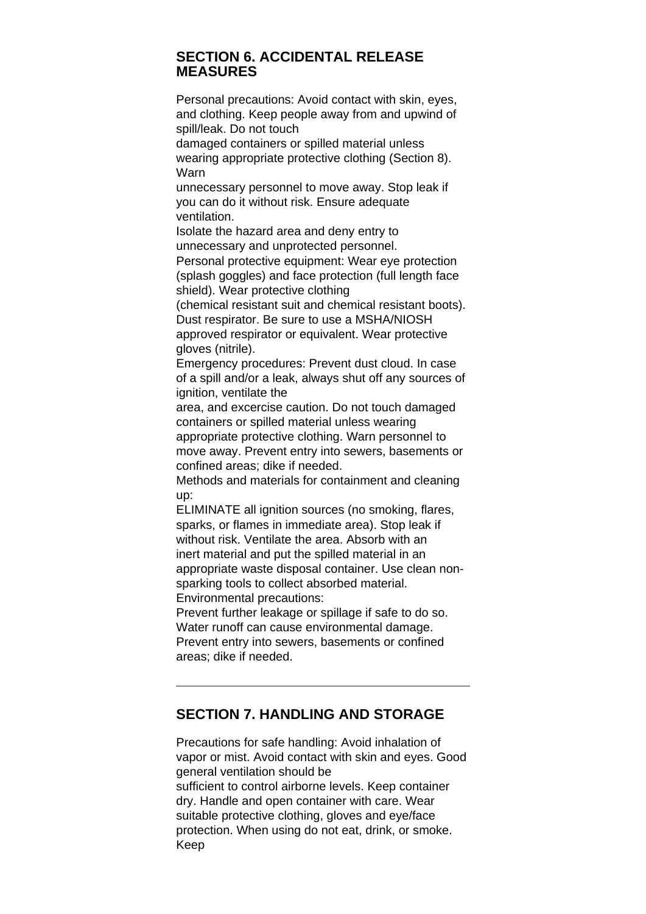## SECTION 6. ACCIDENTAL RELEASE MEASURES

Personal precautions: Avoid contact with skin, eyes, and clothing. Keep people away from and upwind of spill/leak. Do not touch damaged containers or spilled material unless wearing appropriate protective clothing (Section 8). Warn unnecessary personnel to move away. Stop leak if you can do it without risk. Ensure adequate ventilation.
Isolate the hazard area and deny entry to unnecessary and unprotected personnel.
Personal protective equipment: Wear eye protection (splash goggles) and face protection (full length face shield). Wear protective clothing (chemical resistant suit and chemical resistant boots). Dust respirator. Be sure to use a MSHA/NIOSH approved respirator or equivalent. Wear protective gloves (nitrile).
Emergency procedures: Prevent dust cloud. In case of a spill and/or a leak, always shut off any sources of ignition, ventilate the area, and excercise caution. Do not touch damaged containers or spilled material unless wearing appropriate protective clothing. Warn personnel to move away. Prevent entry into sewers, basements or confined areas; dike if needed.
Methods and materials for containment and cleaning up:
ELIMINATE all ignition sources (no smoking, flares, sparks, or flames in immediate area). Stop leak if without risk. Ventilate the area. Absorb with an inert material and put the spilled material in an appropriate waste disposal container. Use clean non-sparking tools to collect absorbed material.
Environmental precautions:
Prevent further leakage or spillage if safe to do so. Water runoff can cause environmental damage. Prevent entry into sewers, basements or confined areas; dike if needed.

---

## SECTION 7. HANDLING AND STORAGE

Precautions for safe handling: Avoid inhalation of vapor or mist. Avoid contact with skin and eyes. Good general ventilation should be sufficient to control airborne levels. Keep container dry. Handle and open container with care. Wear suitable protective clothing, gloves and eye/face protection. When using do not eat, drink, or smoke. Keep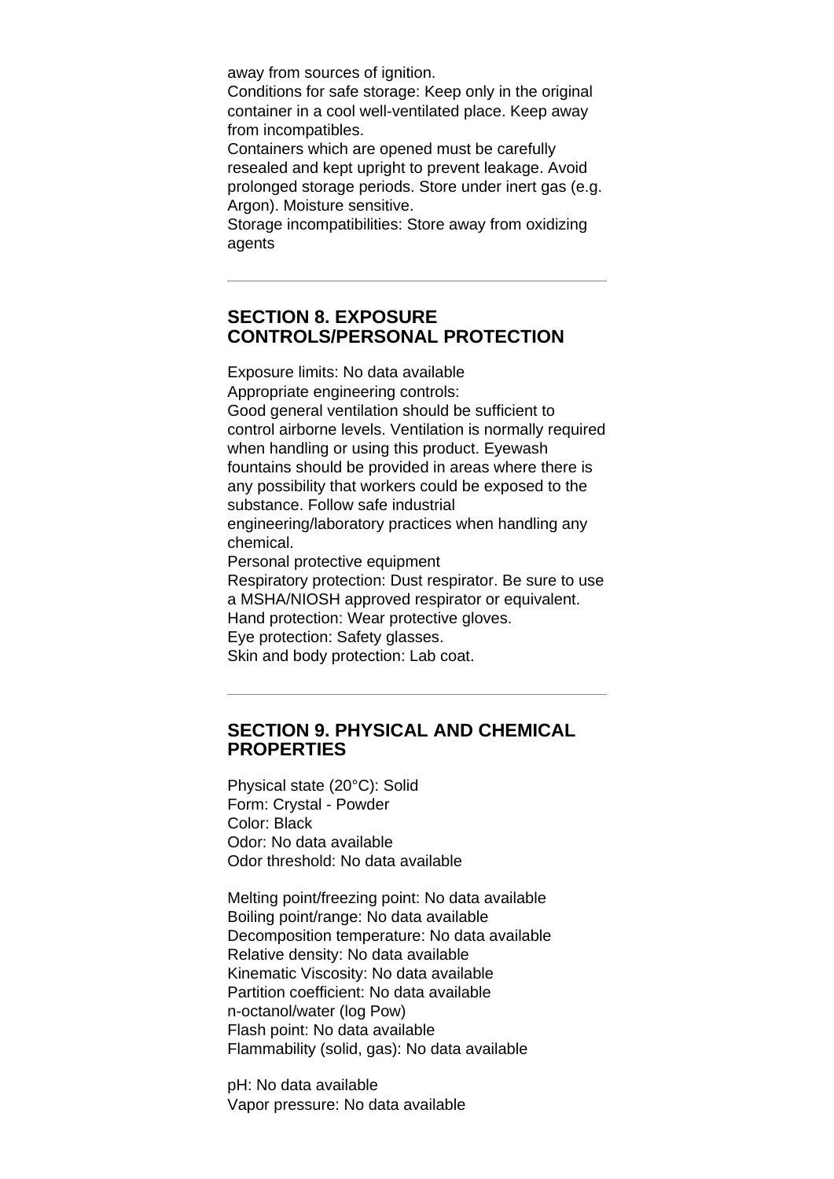away from sources of ignition.
Conditions for safe storage: Keep only in the original container in a cool well-ventilated place. Keep away from incompatibles.
Containers which are opened must be carefully resealed and kept upright to prevent leakage. Avoid prolonged storage periods. Store under inert gas (e.g. Argon). Moisture sensitive.
Storage incompatibilities: Store away from oxidizing agents

---

## SECTION 8. EXPOSURE CONTROLS/PERSONAL PROTECTION

Exposure limits: No data available
Appropriate engineering controls:
Good general ventilation should be sufficient to control airborne levels. Ventilation is normally required when handling or using this product. Eyewash fountains should be provided in areas where there is any possibility that workers could be exposed to the substance. Follow safe industrial engineering/laboratory practices when handling any chemical.
Personal protective equipment
Respiratory protection: Dust respirator. Be sure to use a MSHA/NIOSH approved respirator or equivalent.
Hand protection: Wear protective gloves.
Eye protection: Safety glasses.
Skin and body protection: Lab coat.

---

## SECTION 9. PHYSICAL AND CHEMICAL PROPERTIES

Physical state (20°C): Solid
Form: Crystal - Powder
Color: Black
Odor: No data available
Odor threshold: No data available

Melting point/freezing point: No data available
Boiling point/range: No data available
Decomposition temperature: No data available
Relative density: No data available
Kinematic Viscosity: No data available
Partition coefficient: No data available
n-octanol/water (log Pow)
Flash point: No data available
Flammability (solid, gas): No data available

pH: No data available
Vapor pressure: No data available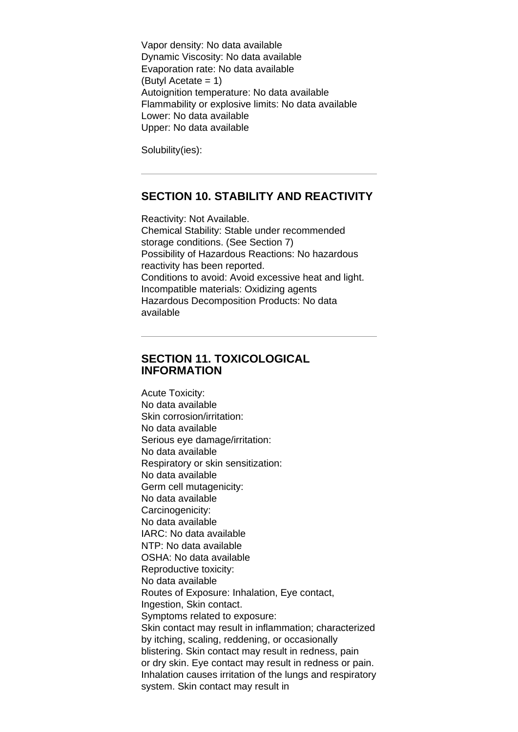Vapor density: No data available
Dynamic Viscosity: No data available
Evaporation rate: No data available
(Butyl Acetate = 1)
Autoignition temperature: No data available
Flammability or explosive limits: No data available
Lower: No data available
Upper: No data available

Solubility(ies):

---

## SECTION 10. STABILITY AND REACTIVITY

Reactivity: Not Available.
Chemical Stability: Stable under recommended storage conditions. (See Section 7)
Possibility of Hazardous Reactions: No hazardous reactivity has been reported.
Conditions to avoid: Avoid excessive heat and light.
Incompatible materials: Oxidizing agents
Hazardous Decomposition Products: No data available

---

## SECTION 11. TOXICOLOGICAL INFORMATION

Acute Toxicity:
No data available
Skin corrosion/irritation:
No data available
Serious eye damage/irritation:
No data available
Respiratory or skin sensitization:
No data available
Germ cell mutagenicity:
No data available
Carcinogenicity:
No data available
IARC: No data available
NTP: No data available
OSHA: No data available
Reproductive toxicity:
No data available
Routes of Exposure: Inhalation, Eye contact, Ingestion, Skin contact.
Symptoms related to exposure:
Skin contact may result in inflammation; characterized by itching, scaling, reddening, or occasionally blistering. Skin contact may result in redness, pain or dry skin. Eye contact may result in redness or pain. Inhalation causes irritation of the lungs and respiratory system. Skin contact may result in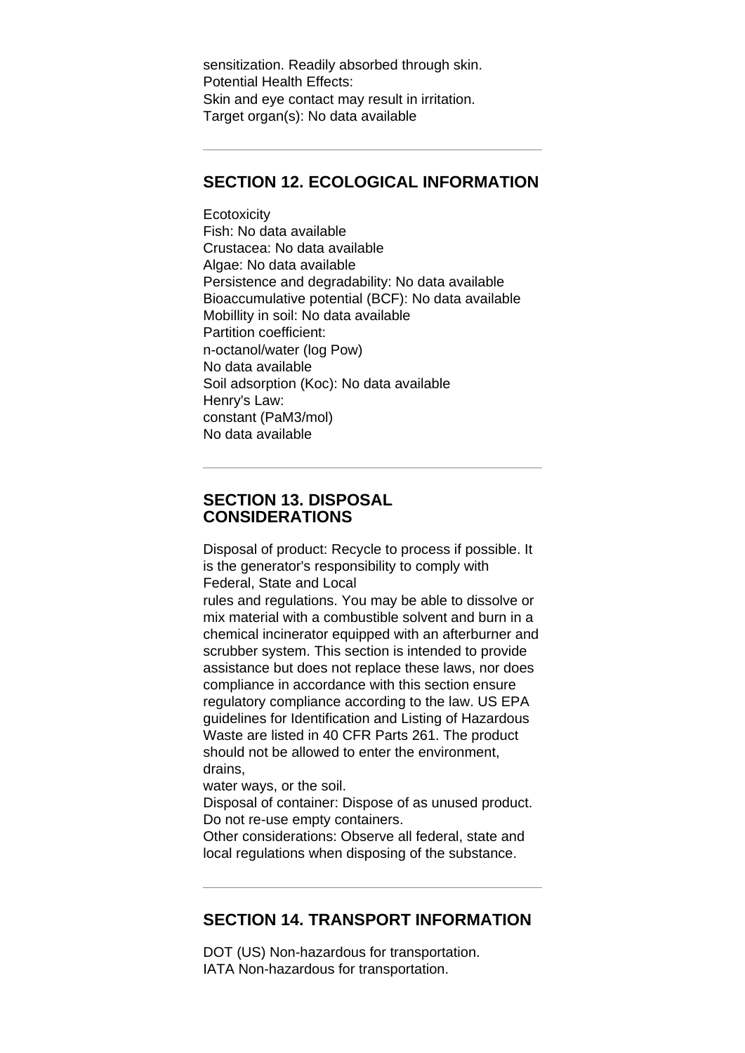sensitization. Readily absorbed through skin.
Potential Health Effects:
Skin and eye contact may result in irritation.
Target organ(s): No data available

---

## SECTION 12. ECOLOGICAL INFORMATION

Ecotoxicity
Fish: No data available
Crustacea: No data available
Algae: No data available
Persistence and degradability: No data available
Bioaccumulative potential (BCF): No data available
Mobillity in soil: No data available
Partition coefficient:
n-octanol/water (log Pow)
No data available
Soil adsorption (Koc): No data available
Henry's Law:
constant (PaM3/mol)
No data available

---

## SECTION 13. DISPOSAL CONSIDERATIONS

Disposal of product: Recycle to process if possible. It is the generator's responsibility to comply with Federal, State and Local
rules and regulations. You may be able to dissolve or mix material with a combustible solvent and burn in a chemical incinerator equipped with an afterburner and scrubber system. This section is intended to provide assistance but does not replace these laws, nor does compliance in accordance with this section ensure regulatory compliance according to the law. US EPA guidelines for Identification and Listing of Hazardous Waste are listed in 40 CFR Parts 261. The product should not be allowed to enter the environment, drains,
water ways, or the soil.
Disposal of container: Dispose of as unused product. Do not re-use empty containers.
Other considerations: Observe all federal, state and local regulations when disposing of the substance.

---

## SECTION 14. TRANSPORT INFORMATION

DOT (US) Non-hazardous for transportation.
IATA Non-hazardous for transportation.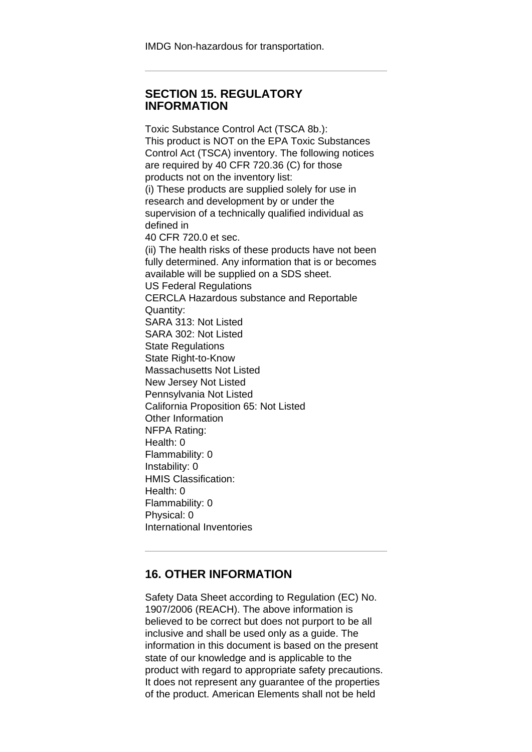IMDG Non-hazardous for transportation.

---

## SECTION 15. REGULATORY INFORMATION

Toxic Substance Control Act (TSCA 8b.):
This product is NOT on the EPA Toxic Substances Control Act (TSCA) inventory. The following notices are required by 40 CFR 720.36 (C) for those products not on the inventory list:
(i) These products are supplied solely for use in research and development by or under the supervision of a technically qualified individual as defined in
40 CFR 720.0 et sec.
(ii) The health risks of these products have not been fully determined. Any information that is or becomes available will be supplied on a SDS sheet.
US Federal Regulations
CERCLA Hazardous substance and Reportable Quantity:
SARA 313: Not Listed
SARA 302: Not Listed
State Regulations
State Right-to-Know
Massachusetts Not Listed
New Jersey Not Listed
Pennsylvania Not Listed
California Proposition 65: Not Listed
Other Information
NFPA Rating:
Health: 0
Flammability: 0
Instability: 0
HMIS Classification:
Health: 0
Flammability: 0
Physical: 0
International Inventories

---

## 16. OTHER INFORMATION

Safety Data Sheet according to Regulation (EC) No. 1907/2006 (REACH). The above information is believed to be correct but does not purport to be all inclusive and shall be used only as a guide. The information in this document is based on the present state of our knowledge and is applicable to the product with regard to appropriate safety precautions. It does not represent any guarantee of the properties of the product. American Elements shall not be held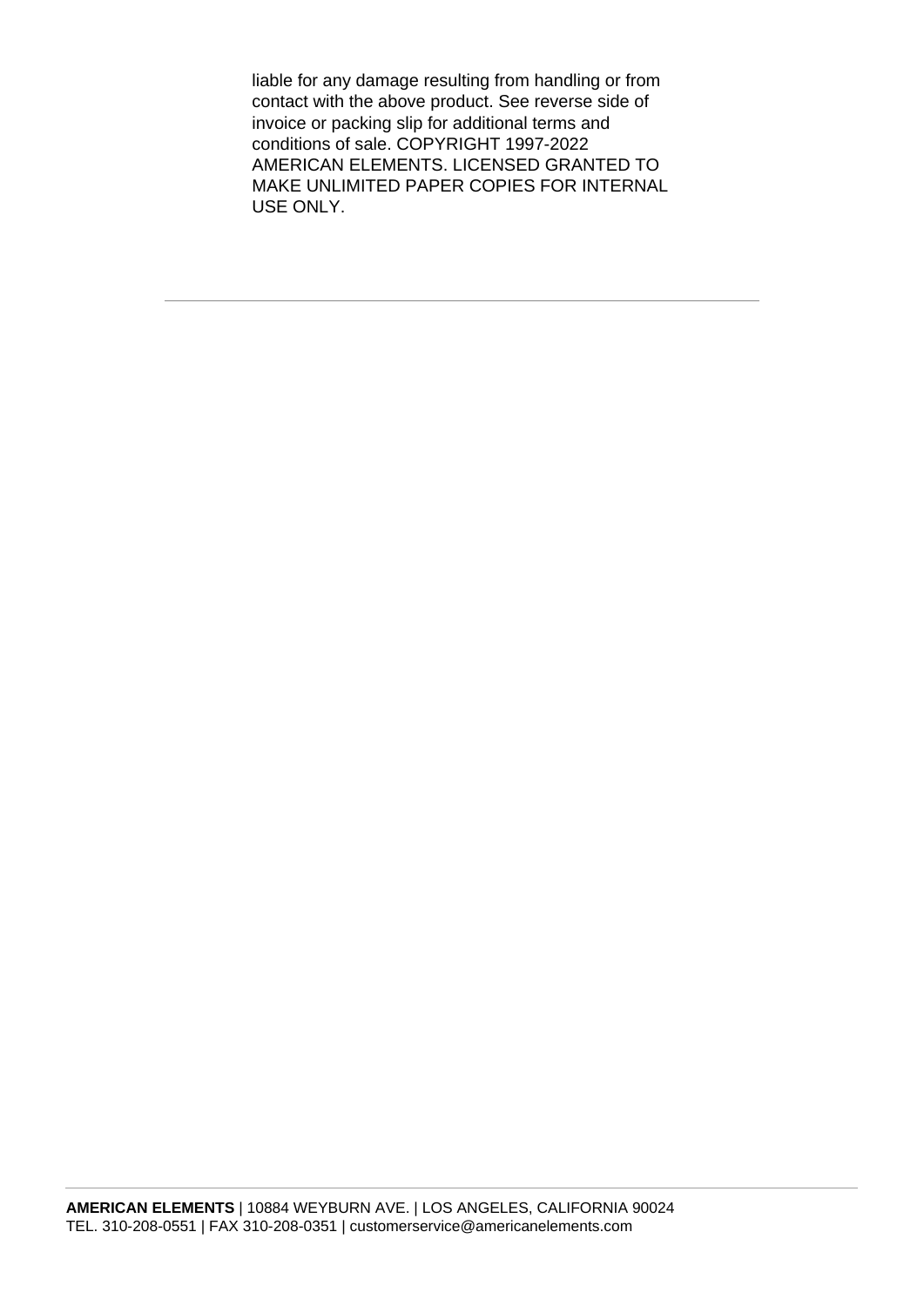liable for any damage resulting from handling or from contact with the above product. See reverse side of invoice or packing slip for additional terms and conditions of sale. COPYRIGHT 1997-2022 AMERICAN ELEMENTS. LICENSED GRANTED TO MAKE UNLIMITED PAPER COPIES FOR INTERNAL USE ONLY.

---

**AMERICAN ELEMENTS** | 10884 WEYBURN AVE. | LOS ANGELES, CALIFORNIA 90024
TEL. 310-208-0551 | FAX 310-208-0351 | customerservice@americanelements.com